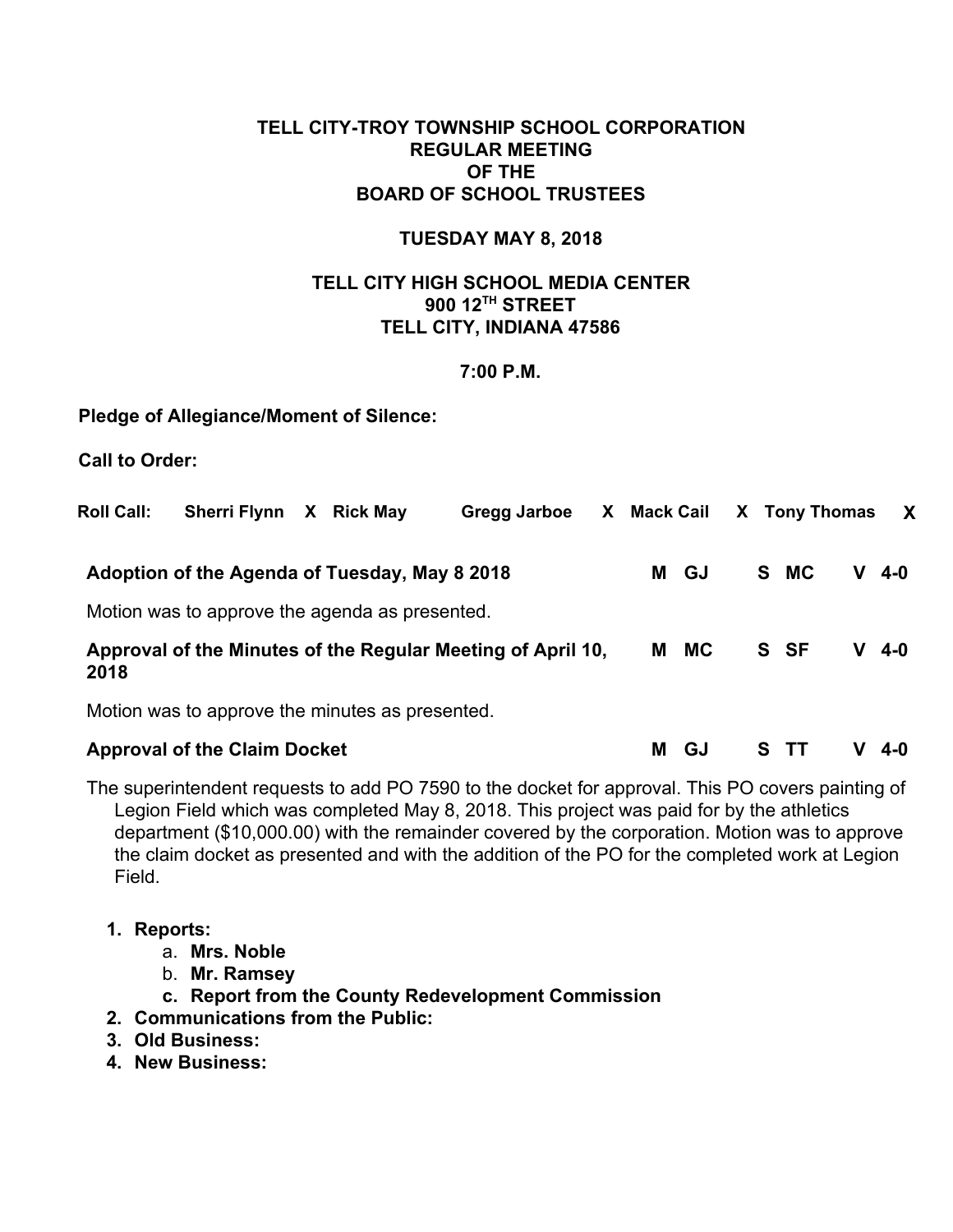**TELL CITY-TROY TOWNSHIP SCHOOL CORPORATION**
**REGULAR MEETING**
**OF THE**
**BOARD OF SCHOOL TRUSTEES**

**TUESDAY MAY 8, 2018**

**TELL CITY HIGH SCHOOL MEDIA CENTER**
**900 12TH STREET**
**TELL CITY, INDIANA 47586**

**7:00 P.M.**

**Pledge of Allegiance/Moment of Silence:**

**Call to Order:**

**Roll Call:** **Sherri Flynn** X **Rick May** **Gregg Jarboe** X **Mack Cail** X **Tony Thomas** X

| | | | |
|---|---|---|---|
| **Adoption of the Agenda of Tuesday, May 8 2018** | **M GJ** | **S MC** | **V 4-0** |

Motion was to approve the agenda as presented.

| | | | |
|---|---|---|---|
| **Approval of the Minutes of the Regular Meeting of April 10, 2018** | **M MC** | **S SF** | **V 4-0** |

Motion was to approve the minutes as presented.

| | | | |
|---|---|---|---|
| **Approval of the Claim Docket** | **M GJ** | **S TT** | **V 4-0** |

The superintendent requests to add PO 7590 to the docket for approval. This PO covers painting of Legion Field which was completed May 8, 2018. This project was paid for by the athletics department ($10,000.00) with the remainder covered by the corporation. Motion was to approve the claim docket as presented and with the addition of the PO for the completed work at Legion Field.

1. **Reports:**
   a. **Mrs. Noble**
   b. **Mr. Ramsey**
   c. **Report from the County Redevelopment Commission**
2. **Communications from the Public:**
3. **Old Business:**
4. **New Business:**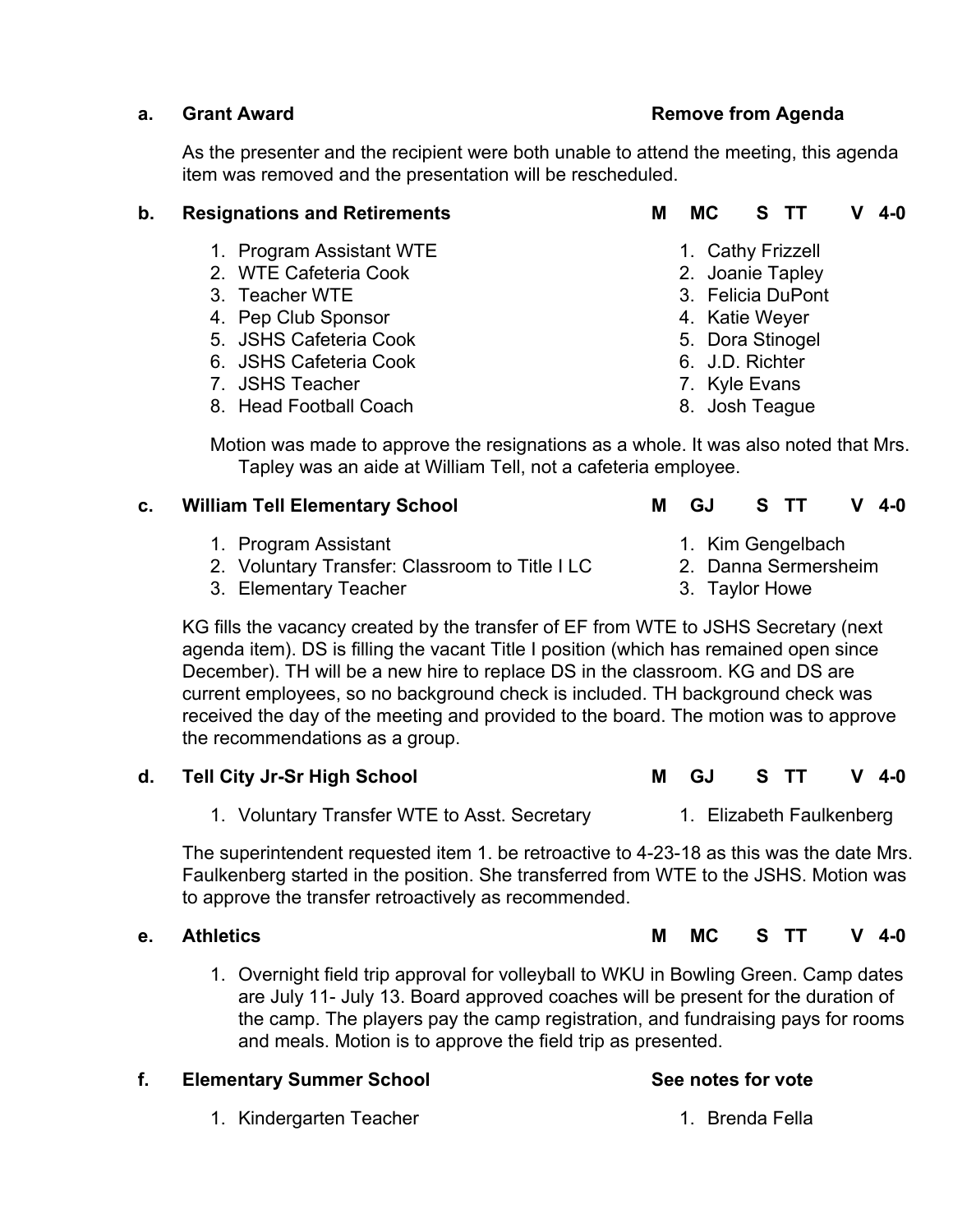**a. Grant Award** — **Remove from Agenda**

As the presenter and the recipient were both unable to attend the meeting, this agenda item was removed and the presentation will be rescheduled.

**b. Resignations and Retirements** — **M MC S TT V 4-0**

| Position | Name |
|---|---|
| 1. Program Assistant WTE | 1. Cathy Frizzell |
| 2. WTE Cafeteria Cook | 2. Joanie Tapley |
| 3. Teacher WTE | 3. Felicia DuPont |
| 4. Pep Club Sponsor | 4. Katie Weyer |
| 5. JSHS Cafeteria Cook | 5. Dora Stinogel |
| 6. JSHS Cafeteria Cook | 6. J.D. Richter |
| 7. JSHS Teacher | 7. Kyle Evans |
| 8. Head Football Coach | 8. Josh Teague |

Motion was made to approve the resignations as a whole. It was also noted that Mrs. Tapley was an aide at William Tell, not a cafeteria employee.

**c. William Tell Elementary School** — **M GJ S TT V 4-0**

| Position | Name |
|---|---|
| 1. Program Assistant | 1. Kim Gengelbach |
| 2. Voluntary Transfer: Classroom to Title I LC | 2. Danna Sermersheim |
| 3. Elementary Teacher | 3. Taylor Howe |

KG fills the vacancy created by the transfer of EF from WTE to JSHS Secretary (next agenda item). DS is filling the vacant Title I position (which has remained open since December). TH will be a new hire to replace DS in the classroom. KG and DS are current employees, so no background check is included. TH background check was received the day of the meeting and provided to the board. The motion was to approve the recommendations as a group.

**d. Tell City Jr-Sr High School** — **M GJ S TT V 4-0**

| Position | Name |
|---|---|
| 1. Voluntary Transfer WTE to Asst. Secretary | 1. Elizabeth Faulkenberg |

The superintendent requested item 1. be retroactive to 4-23-18 as this was the date Mrs. Faulkenberg started in the position. She transferred from WTE to the JSHS. Motion was to approve the transfer retroactively as recommended.

**e. Athletics** — **M MC S TT V 4-0**

1. Overnight field trip approval for volleyball to WKU in Bowling Green. Camp dates are July 11- July 13. Board approved coaches will be present for the duration of the camp. The players pay the camp registration, and fundraising pays for rooms and meals. Motion is to approve the field trip as presented.

**f. Elementary Summer School** — **See notes for vote**

| Position | Name |
|---|---|
| 1. Kindergarten Teacher | 1. Brenda Fella |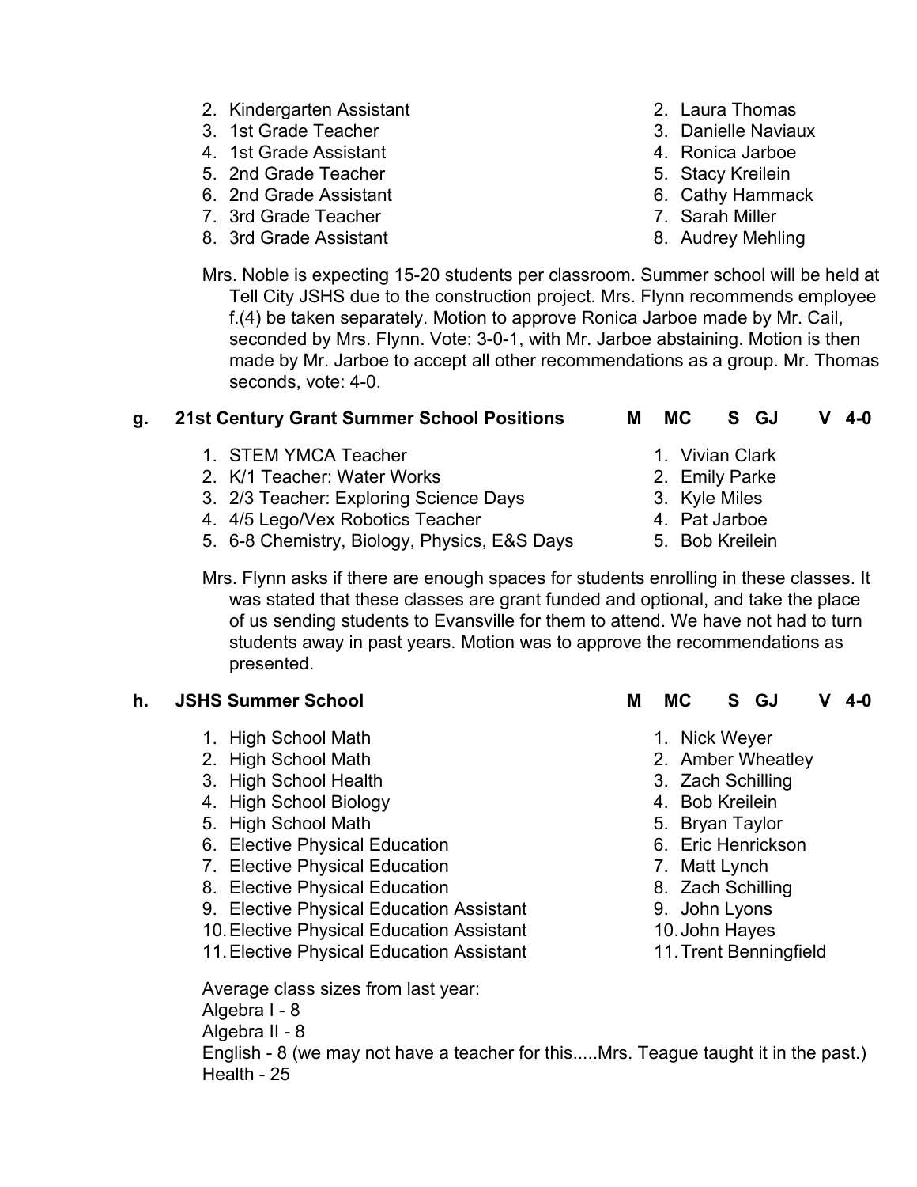2. Kindergarten Assistant — 2. Laura Thomas
3. 1st Grade Teacher — 3. Danielle Naviaux
4. 1st Grade Assistant — 4. Ronica Jarboe
5. 2nd Grade Teacher — 5. Stacy Kreilein
6. 2nd Grade Assistant — 6. Cathy Hammack
7. 3rd Grade Teacher — 7. Sarah Miller
8. 3rd Grade Assistant — 8. Audrey Mehling

Mrs. Noble is expecting 15-20 students per classroom. Summer school will be held at Tell City JSHS due to the construction project. Mrs. Flynn recommends employee f.(4) be taken separately. Motion to approve Ronica Jarboe made by Mr. Cail, seconded by Mrs. Flynn. Vote: 3-0-1, with Mr. Jarboe abstaining. Motion is then made by Mr. Jarboe to accept all other recommendations as a group. Mr. Thomas seconds, vote: 4-0.

**g. 21st Century Grant Summer School Positions** **M MC S GJ V 4-0**

1. STEM YMCA Teacher — 1. Vivian Clark
2. K/1 Teacher: Water Works — 2. Emily Parke
3. 2/3 Teacher: Exploring Science Days — 3. Kyle Miles
4. 4/5 Lego/Vex Robotics Teacher — 4. Pat Jarboe
5. 6-8 Chemistry, Biology, Physics, E&S Days — 5. Bob Kreilein

Mrs. Flynn asks if there are enough spaces for students enrolling in these classes. It was stated that these classes are grant funded and optional, and take the place of us sending students to Evansville for them to attend. We have not had to turn students away in past years. Motion was to approve the recommendations as presented.

**h. JSHS Summer School** **M MC S GJ V 4-0**

1. High School Math — 1. Nick Weyer
2. High School Math — 2. Amber Wheatley
3. High School Health — 3. Zach Schilling
4. High School Biology — 4. Bob Kreilein
5. High School Math — 5. Bryan Taylor
6. Elective Physical Education — 6. Eric Henrickson
7. Elective Physical Education — 7. Matt Lynch
8. Elective Physical Education — 8. Zach Schilling
9. Elective Physical Education Assistant — 9. John Lyons
10. Elective Physical Education Assistant — 10. John Hayes
11. Elective Physical Education Assistant — 11. Trent Benningfield

Average class sizes from last year:
Algebra I - 8
Algebra II - 8
English - 8 (we may not have a teacher for this.....Mrs. Teague taught it in the past.)
Health - 25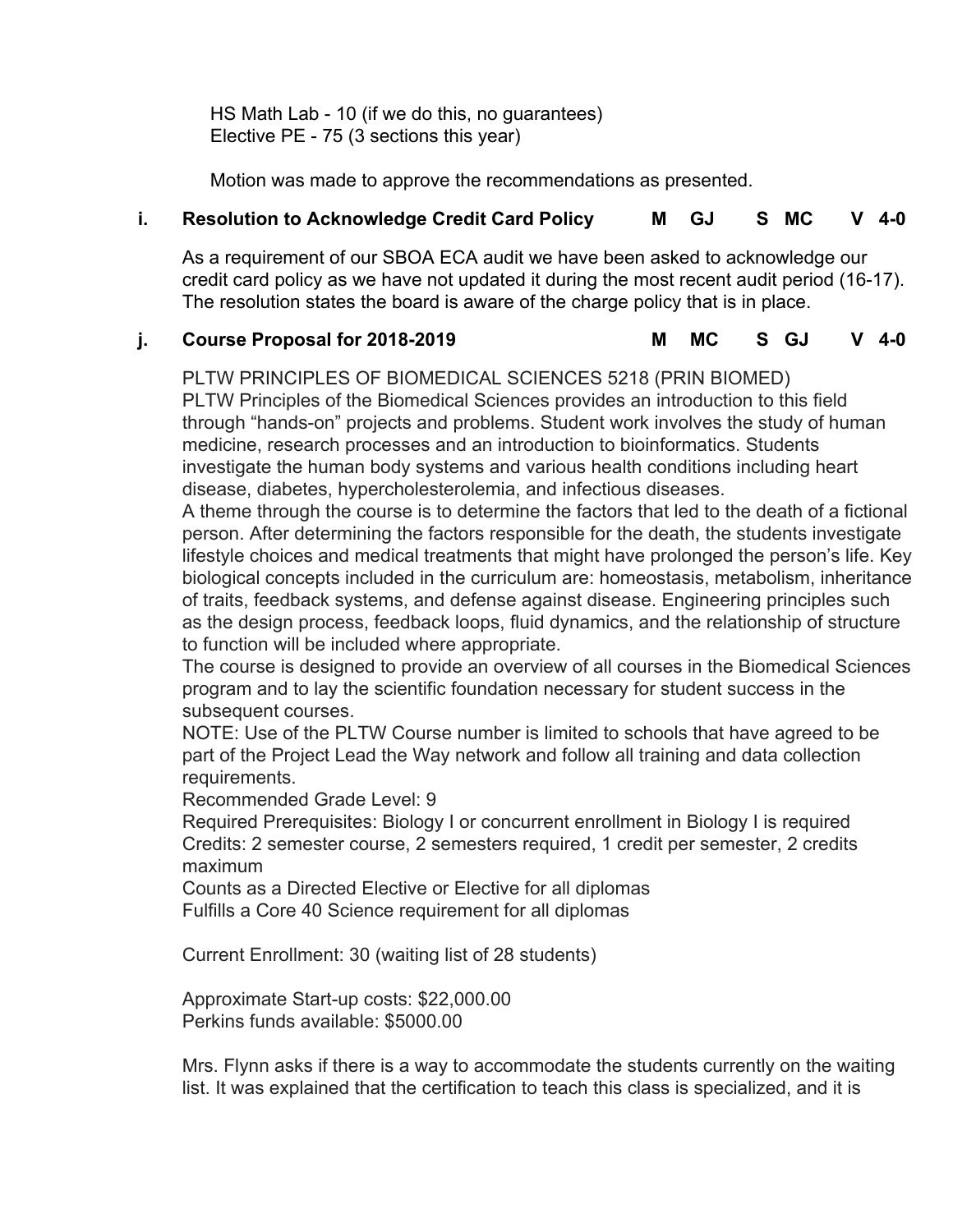HS Math Lab - 10 (if we do this, no guarantees)
Elective PE - 75 (3 sections this year)

Motion was made to approve the recommendations as presented.

**i. Resolution to Acknowledge Credit Card Policy  M GJ  S MC  V 4-0**

As a requirement of our SBOA ECA audit we have been asked to acknowledge our credit card policy as we have not updated it during the most recent audit period (16-17). The resolution states the board is aware of the charge policy that is in place.

**j. Course Proposal for 2018-2019  M MC  S GJ  V 4-0**

PLTW PRINCIPLES OF BIOMEDICAL SCIENCES 5218 (PRIN BIOMED)
PLTW Principles of the Biomedical Sciences provides an introduction to this field through "hands-on" projects and problems. Student work involves the study of human medicine, research processes and an introduction to bioinformatics. Students investigate the human body systems and various health conditions including heart disease, diabetes, hypercholesterolemia, and infectious diseases.
A theme through the course is to determine the factors that led to the death of a fictional person. After determining the factors responsible for the death, the students investigate lifestyle choices and medical treatments that might have prolonged the person's life. Key biological concepts included in the curriculum are: homeostasis, metabolism, inheritance of traits, feedback systems, and defense against disease. Engineering principles such as the design process, feedback loops, fluid dynamics, and the relationship of structure to function will be included where appropriate.
The course is designed to provide an overview of all courses in the Biomedical Sciences program and to lay the scientific foundation necessary for student success in the subsequent courses.
NOTE: Use of the PLTW Course number is limited to schools that have agreed to be part of the Project Lead the Way network and follow all training and data collection requirements.
Recommended Grade Level: 9
Required Prerequisites: Biology I or concurrent enrollment in Biology I is required
Credits: 2 semester course, 2 semesters required, 1 credit per semester, 2 credits maximum
Counts as a Directed Elective or Elective for all diplomas
Fulfills a Core 40 Science requirement for all diplomas

Current Enrollment: 30 (waiting list of 28 students)

Approximate Start-up costs: $22,000.00
Perkins funds available: $5000.00

Mrs. Flynn asks if there is a way to accommodate the students currently on the waiting list. It was explained that the certification to teach this class is specialized, and it is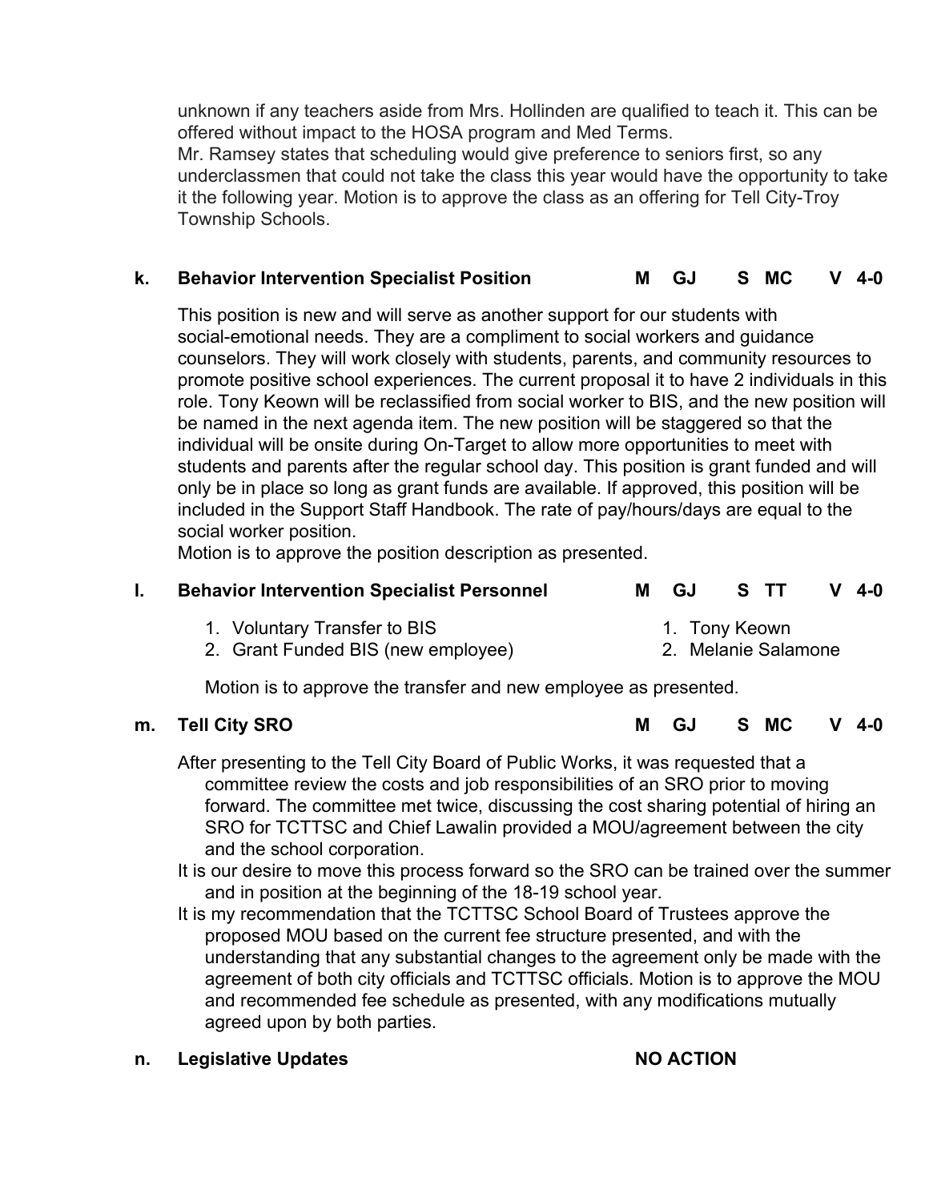unknown if any teachers aside from Mrs. Hollinden are qualified to teach it. This can be offered without impact to the HOSA program and Med Terms.
Mr. Ramsey states that scheduling would give preference to seniors first, so any underclassmen that could not take the class this year would have the opportunity to take it the following year. Motion is to approve the class as an offering for Tell City-Troy Township Schools.

**k. Behavior Intervention Specialist Position** **M GJ S MC V 4-0**

This position is new and will serve as another support for our students with social-emotional needs. They are a compliment to social workers and guidance counselors. They will work closely with students, parents, and community resources to promote positive school experiences. The current proposal it to have 2 individuals in this role. Tony Keown will be reclassified from social worker to BIS, and the new position will be named in the next agenda item. The new position will be staggered so that the individual will be onsite during On-Target to allow more opportunities to meet with students and parents after the regular school day. This position is grant funded and will only be in place so long as grant funds are available. If approved, this position will be included in the Support Staff Handbook. The rate of pay/hours/days are equal to the social worker position.
Motion is to approve the position description as presented.

**l. Behavior Intervention Specialist Personnel** **M GJ S TT V 4-0**

1. Voluntary Transfer to BIS — 1. Tony Keown
2. Grant Funded BIS (new employee) — 2. Melanie Salamone

Motion is to approve the transfer and new employee as presented.

**m. Tell City SRO** **M GJ S MC V 4-0**

After presenting to the Tell City Board of Public Works, it was requested that a committee review the costs and job responsibilities of an SRO prior to moving forward. The committee met twice, discussing the cost sharing potential of hiring an SRO for TCTTSC and Chief Lawalin provided a MOU/agreement between the city and the school corporation.
It is our desire to move this process forward so the SRO can be trained over the summer and in position at the beginning of the 18-19 school year.
It is my recommendation that the TCTTSC School Board of Trustees approve the proposed MOU based on the current fee structure presented, and with the understanding that any substantial changes to the agreement only be made with the agreement of both city officials and TCTTSC officials. Motion is to approve the MOU and recommended fee schedule as presented, with any modifications mutually agreed upon by both parties.

**n. Legislative Updates** **NO ACTION**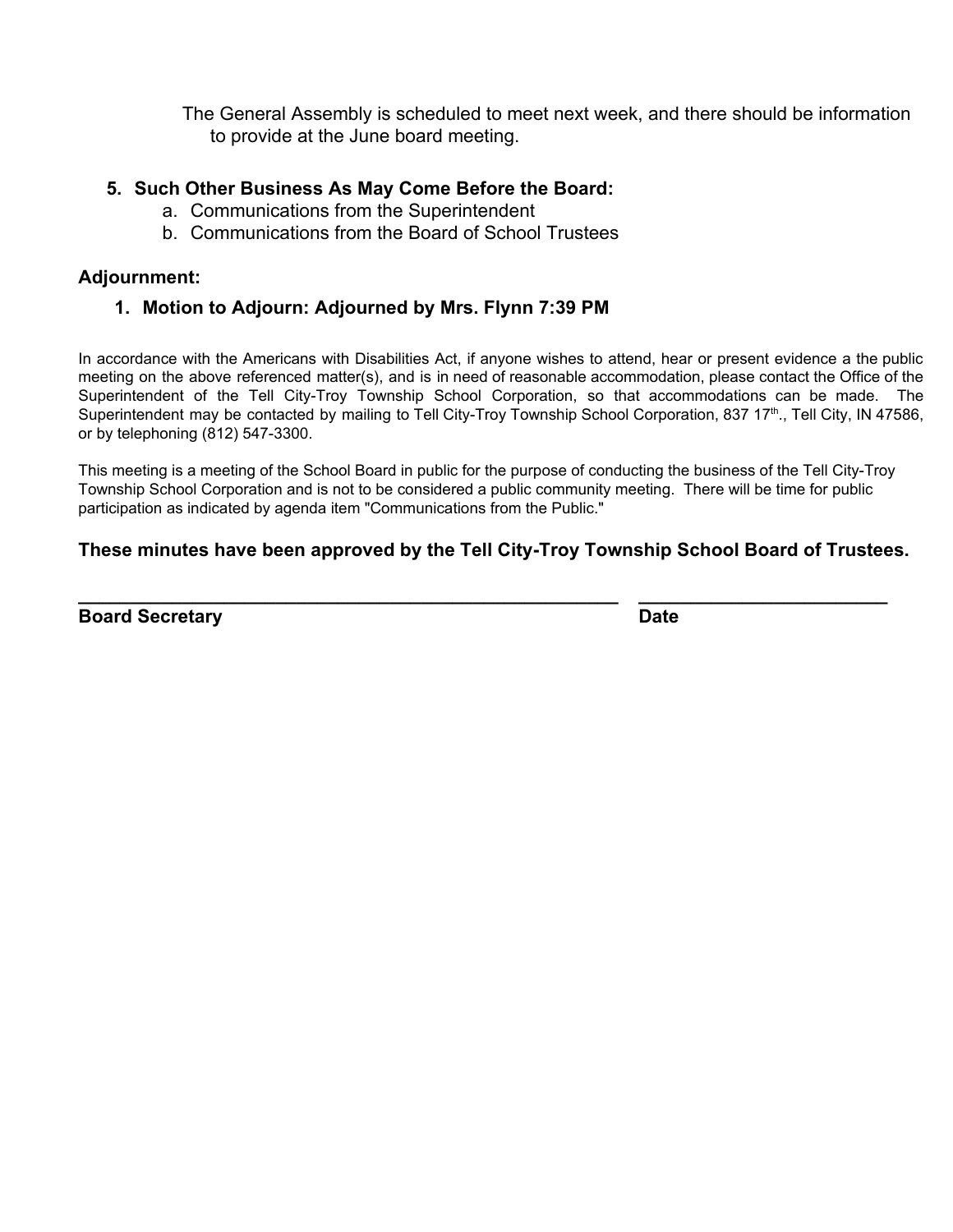The General Assembly is scheduled to meet next week, and there should be information to provide at the June board meeting.

5. **Such Other Business As May Come Before the Board:**
    a. Communications from the Superintendent
    b. Communications from the Board of School Trustees

**Adjournment:**

1. **Motion to Adjourn: Adjourned by Mrs. Flynn 7:39 PM**

In accordance with the Americans with Disabilities Act, if anyone wishes to attend, hear or present evidence a the public meeting on the above referenced matter(s), and is in need of reasonable accommodation, please contact the Office of the Superintendent of the Tell City-Troy Township School Corporation, so that accommodations can be made. The Superintendent may be contacted by mailing to Tell City-Troy Township School Corporation, 837 17th., Tell City, IN 47586, or by telephoning (812) 547-3300.

This meeting is a meeting of the School Board in public for the purpose of conducting the business of the Tell City-Troy Township School Corporation and is not to be considered a public community meeting. There will be time for public participation as indicated by agenda item "Communications from the Public."

**These minutes have been approved by the Tell City-Troy Township School Board of Trustees.**

**______________________________________________________ ________________________**
**Board Secretary** **Date**